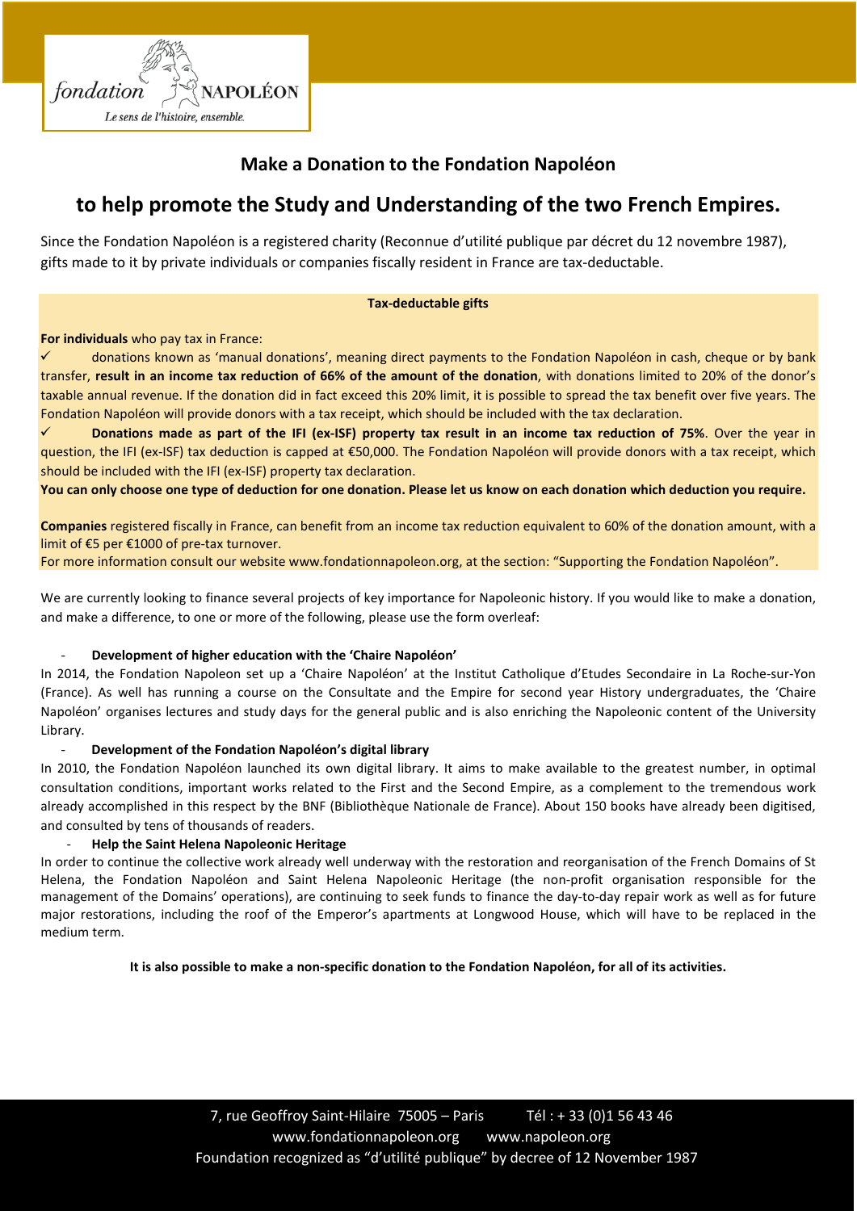## Make a Donation to the Fondation Napoléon

# to help promote the Study and Understanding of the two French Empires.

Since the Fondation Napoléon is a registered charity (Reconnue d'utilité publique par décret du 12 novembre 1987), gifts made to it by private individuals or companies fiscally resident in France are tax-deductable.

**Tax-deductable gifts**

**For individuals** who pay tax in France:

- ✓ donations known as 'manual donations', meaning direct payments to the Fondation Napoléon in cash, cheque or by bank transfer, **result in an income tax reduction of 66% of the amount of the donation**, with donations limited to 20% of the donor's taxable annual revenue. If the donation did in fact exceed this 20% limit, it is possible to spread the tax benefit over five years. The Fondation Napoléon will provide donors with a tax receipt, which should be included with the tax declaration.
- ✓ **Donations made as part of the IFI (ex-ISF) property tax result in an income tax reduction of 75%**. Over the year in question, the IFI (ex-ISF) tax deduction is capped at €50,000. The Fondation Napoléon will provide donors with a tax receipt, which should be included with the IFI (ex-ISF) property tax declaration.

**You can only choose one type of deduction for one donation. Please let us know on each donation which deduction you require.**

**Companies** registered fiscally in France, can benefit from an income tax reduction equivalent to 60% of the donation amount, with a limit of €5 per €1000 of pre-tax turnover.

For more information consult our website www.fondationnapoleon.org, at the section: "Supporting the Fondation Napoléon".

We are currently looking to finance several projects of key importance for Napoleonic history. If you would like to make a donation, and make a difference, to one or more of the following, please use the form overleaf:

- **Development of higher education with the 'Chaire Napoléon'**

In 2014, the Fondation Napoleon set up a 'Chaire Napoléon' at the Institut Catholique d'Etudes Secondaire in La Roche-sur-Yon (France). As well has running a course on the Consultate and the Empire for second year History undergraduates, the 'Chaire Napoléon' organises lectures and study days for the general public and is also enriching the Napoleonic content of the University Library.

- **Development of the Fondation Napoléon's digital library**

In 2010, the Fondation Napoléon launched its own digital library. It aims to make available to the greatest number, in optimal consultation conditions, important works related to the First and the Second Empire, as a complement to the tremendous work already accomplished in this respect by the BNF (Bibliothèque Nationale de France). About 150 books have already been digitised, and consulted by tens of thousands of readers.

- **Help the Saint Helena Napoleonic Heritage**

In order to continue the collective work already well underway with the restoration and reorganisation of the French Domains of St Helena, the Fondation Napoléon and Saint Helena Napoleonic Heritage (the non-profit organisation responsible for the management of the Domains' operations), are continuing to seek funds to finance the day-to-day repair work as well as for future major restorations, including the roof of the Emperor's apartments at Longwood House, which will have to be replaced in the medium term.

**It is also possible to make a non-specific donation to the Fondation Napoléon, for all of its activities.**

7, rue Geoffroy Saint-Hilaire 75005 – Paris    Tél : + 33 (0)1 56 43 46
www.fondationnapoleon.org    www.napoleon.org
Foundation recognized as "d'utilité publique" by decree of 12 November 1987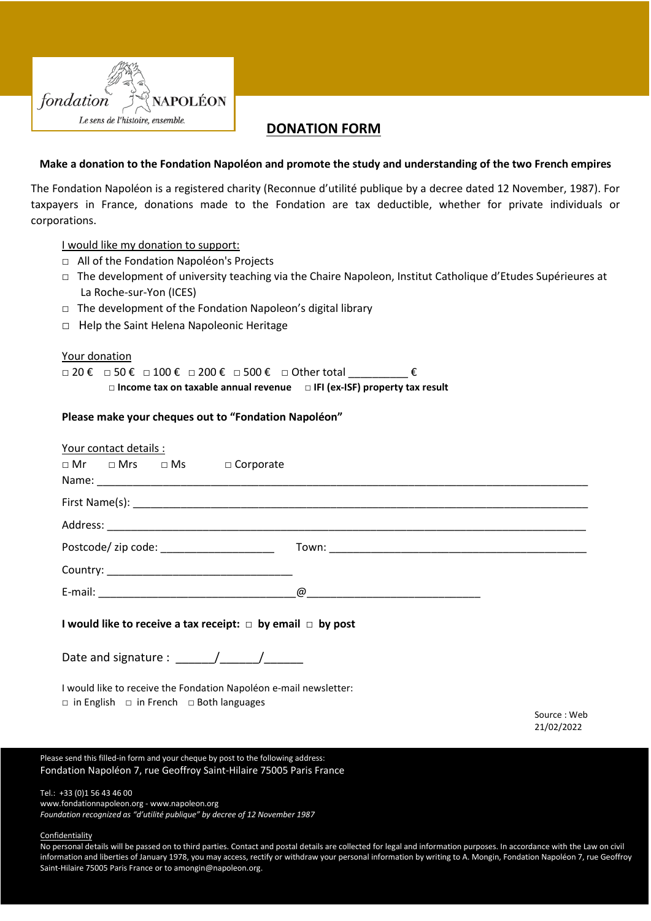fondation NAPOLÉON

*Le sens de l'histoire, ensemble.*

# DONATION FORM

**Make a donation to the Fondation Napoléon and promote the study and understanding of the two French empires**

The Fondation Napoléon is a registered charity (Reconnue d'utilité publique by a decree dated 12 November, 1987). For taxpayers in France, donations made to the Fondation are tax deductible, whether for private individuals or corporations.

I would like my donation to support:

- □ All of the Fondation Napoléon's Projects
- □ The development of university teaching via the Chaire Napoleon, Institut Catholique d'Etudes Supérieures at La Roche-sur-Yon (ICES)
- □ The development of the Fondation Napoleon's digital library
- □ Help the Saint Helena Napoleonic Heritage

Your donation

□ 20 € □ 50 € □ 100 € □ 200 € □ 500 € □ Other total __________ €

**□ Income tax on taxable annual revenue** **□ IFI (ex-ISF) property tax result**

**Please make your cheques out to "Fondation Napoléon"**

Your contact details :

□ Mr □ Mrs □ Ms □ Corporate

Name: ______________________________________________

First Name(s): ______________________________________________

Address: ______________________________________________

Postcode/ zip code: ___________________ Town: ______________________________

Country: ______________________________

E-mail: ______________________________@______________________________

**I would like to receive a tax receipt: □ by email □ by post**

Date and signature : ______/______/______

I would like to receive the Fondation Napoléon e-mail newsletter:

□ in English □ in French □ Both languages

Source : Web
21/02/2022

Please send this filled-in form and your cheque by post to the following address:
Fondation Napoléon 7, rue Geoffroy Saint-Hilaire 75005 Paris France

Tel.: +33 (0)1 56 43 46 00
www.fondationnapoleon.org - www.napoleon.org
*Foundation recognized as "d'utilité publique" by decree of 12 November 1987*

Confidentiality

No personal details will be passed on to third parties. Contact and postal details are collected for legal and information purposes. In accordance with the Law on civil information and liberties of January 1978, you may access, rectify or withdraw your personal information by writing to A. Mongin, Fondation Napoléon 7, rue Geoffroy Saint-Hilaire 75005 Paris France or to amongin@napoleon.org.